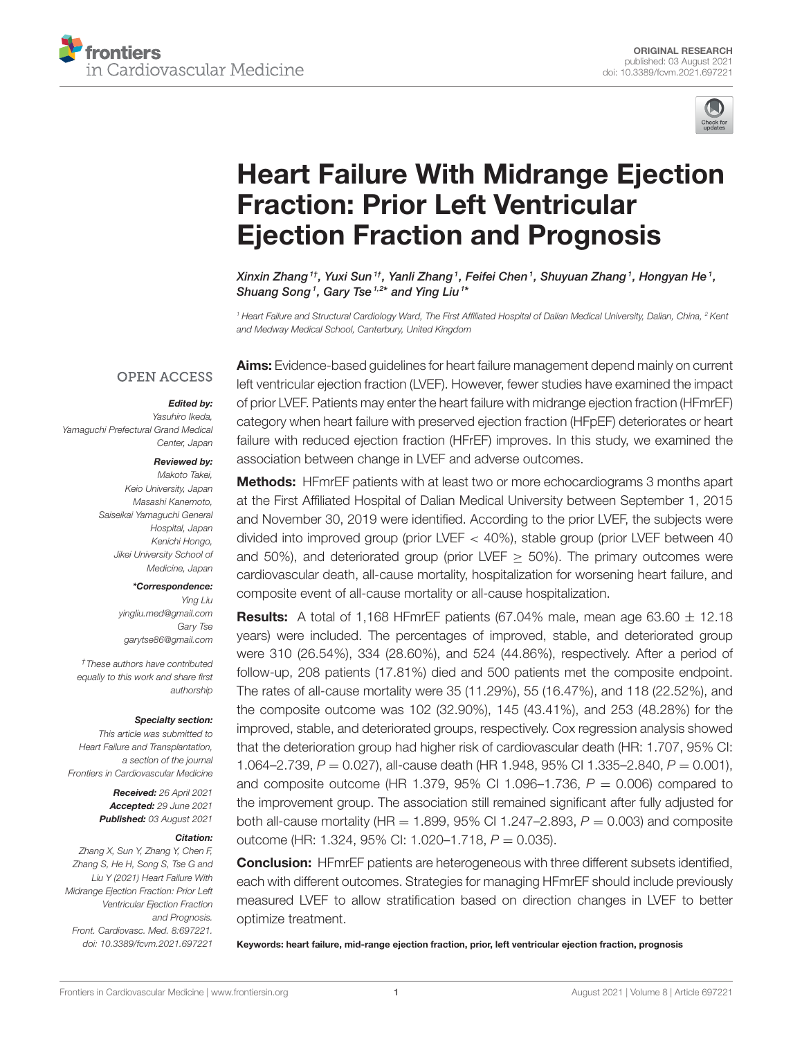ORIGINAL RESEARCH
published: 03 August 2021
doi: 10.3389/fcvm.2021.697221

# Heart Failure With Midrange Ejection Fraction: Prior Left Ventricular Ejection Fraction and Prognosis

*Xinxin Zhang*[1†], *Yuxi Sun*[1†], *Yanli Zhang*[1], *Feifei Chen*[1], *Shuyuan Zhang*[1], *Hongyan He*[1], *Shuang Song*[1], *Gary Tse*[1,2*] and *Ying Liu*[1*]

[1] *Heart Failure and Structural Cardiology Ward, The First Affiliated Hospital of Dalian Medical University, Dalian, China,* [2] *Kent and Medway Medical School, Canterbury, United Kingdom*

OPEN ACCESS

***Edited by:***
*Yasuhiro Ikeda,*
*Yamaguchi Prefectural Grand Medical Center, Japan*

***Reviewed by:***
*Makoto Takei,*
*Keio University, Japan*
*Masashi Kanemoto,*
*Saiseikai Yamaguchi General Hospital, Japan*
*Kenichi Hongo,*
*Jikei University School of Medicine, Japan*

***\*Correspondence:***
*Ying Liu*
*yingliu.med@gmail.com*
*Gary Tse*
*garytse86@gmail.com*

*† These authors have contributed equally to this work and share first authorship*

***Specialty section:***
*This article was submitted to Heart Failure and Transplantation, a section of the journal Frontiers in Cardiovascular Medicine*

***Received:*** *26 April 2021*
***Accepted:*** *29 June 2021*
***Published:*** *03 August 2021*

***Citation:***
*Zhang X, Sun Y, Zhang Y, Chen F, Zhang S, He H, Song S, Tse G and Liu Y (2021) Heart Failure With Midrange Ejection Fraction: Prior Left Ventricular Ejection Fraction and Prognosis. Front. Cardiovasc. Med. 8:697221. doi: 10.3389/fcvm.2021.697221*

**Aims:** Evidence-based guidelines for heart failure management depend mainly on current left ventricular ejection fraction (LVEF). However, fewer studies have examined the impact of prior LVEF. Patients may enter the heart failure with midrange ejection fraction (HFmrEF) category when heart failure with preserved ejection fraction (HFpEF) deteriorates or heart failure with reduced ejection fraction (HFrEF) improves. In this study, we examined the association between change in LVEF and adverse outcomes.

**Methods:** HFmrEF patients with at least two or more echocardiograms 3 months apart at the First Affiliated Hospital of Dalian Medical University between September 1, 2015 and November 30, 2019 were identified. According to the prior LVEF, the subjects were divided into improved group (prior LVEF $< 40\%$), stable group (prior LVEF between 40 and 50%), and deteriorated group (prior LVEF $\geq 50\%$). The primary outcomes were cardiovascular death, all-cause mortality, hospitalization for worsening heart failure, and composite event of all-cause mortality or all-cause hospitalization.

**Results:** A total of 1,168 HFmrEF patients (67.04% male, mean age $63.60 \pm 12.18$ years) were included. The percentages of improved, stable, and deteriorated group were 310 (26.54%), 334 (28.60%), and 524 (44.86%), respectively. After a period of follow-up, 208 patients (17.81%) died and 500 patients met the composite endpoint. The rates of all-cause mortality were 35 (11.29%), 55 (16.47%), and 118 (22.52%), and the composite outcome was 102 (32.90%), 145 (43.41%), and 253 (48.28%) for the improved, stable, and deteriorated groups, respectively. Cox regression analysis showed that the deterioration group had higher risk of cardiovascular death (HR: 1.707, 95% CI: 1.064–2.739, $P = 0.027$), all-cause death (HR 1.948, 95% CI 1.335–2.840, $P = 0.001$), and composite outcome (HR 1.379, 95% CI 1.096–1.736, $P = 0.006$) compared to the improvement group. The association still remained significant after fully adjusted for both all-cause mortality (HR = 1.899, 95% CI 1.247–2.893, $P = 0.003$) and composite outcome (HR: 1.324, 95% CI: 1.020–1.718, $P = 0.035$).

**Conclusion:** HFmrEF patients are heterogeneous with three different subsets identified, each with different outcomes. Strategies for managing HFmrEF should include previously measured LVEF to allow stratification based on direction changes in LVEF to better optimize treatment.

**Keywords: heart failure, mid-range ejection fraction, prior, left ventricular ejection fraction, prognosis**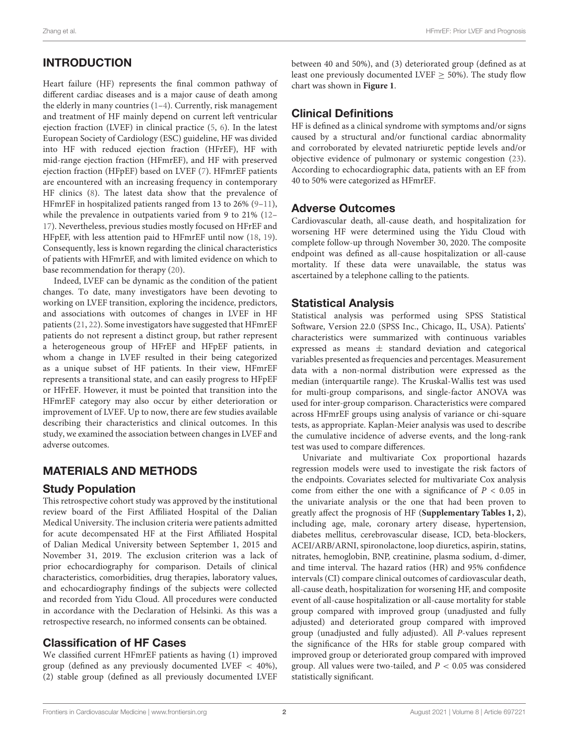## INTRODUCTION

Heart failure (HF) represents the final common pathway of different cardiac diseases and is a major cause of death among the elderly in many countries (1–4). Currently, risk management and treatment of HF mainly depend on current left ventricular ejection fraction (LVEF) in clinical practice (5, 6). In the latest European Society of Cardiology (ESC) guideline, HF was divided into HF with reduced ejection fraction (HFrEF), HF with mid-range ejection fraction (HFmrEF), and HF with preserved ejection fraction (HFpEF) based on LVEF (7). HFmrEF patients are encountered with an increasing frequency in contemporary HF clinics (8). The latest data show that the prevalence of HFmrEF in hospitalized patients ranged from 13 to 26% (9–11), while the prevalence in outpatients varied from 9 to 21% (12–17). Nevertheless, previous studies mostly focused on HFrEF and HFpEF, with less attention paid to HFmrEF until now (18, 19). Consequently, less is known regarding the clinical characteristics of patients with HFmrEF, and with limited evidence on which to base recommendation for therapy (20).

Indeed, LVEF can be dynamic as the condition of the patient changes. To date, many investigators have been devoting to working on LVEF transition, exploring the incidence, predictors, and associations with outcomes of changes in LVEF in HF patients (21, 22). Some investigators have suggested that HFmrEF patients do not represent a distinct group, but rather represent a heterogeneous group of HFrEF and HFpEF patients, in whom a change in LVEF resulted in their being categorized as a unique subset of HF patients. In their view, HFmrEF represents a transitional state, and can easily progress to HFpEF or HFrEF. However, it must be pointed that transition into the HFmrEF category may also occur by either deterioration or improvement of LVEF. Up to now, there are few studies available describing their characteristics and clinical outcomes. In this study, we examined the association between changes in LVEF and adverse outcomes.

## MATERIALS AND METHODS

### Study Population

This retrospective cohort study was approved by the institutional review board of the First Affiliated Hospital of the Dalian Medical University. The inclusion criteria were patients admitted for acute decompensated HF at the First Affiliated Hospital of Dalian Medical University between September 1, 2015 and November 31, 2019. The exclusion criterion was a lack of prior echocardiography for comparison. Details of clinical characteristics, comorbidities, drug therapies, laboratory values, and echocardiography findings of the subjects were collected and recorded from Yidu Cloud. All procedures were conducted in accordance with the Declaration of Helsinki. As this was a retrospective research, no informed consents can be obtained.

### Classification of HF Cases

We classified current HFmrEF patients as having (1) improved group (defined as any previously documented LVEF < 40%), (2) stable group (defined as all previously documented LVEF between 40 and 50%), and (3) deteriorated group (defined as at least one previously documented LVEF ≥ 50%). The study flow chart was shown in **Figure 1**.

### Clinical Definitions

HF is defined as a clinical syndrome with symptoms and/or signs caused by a structural and/or functional cardiac abnormality and corroborated by elevated natriuretic peptide levels and/or objective evidence of pulmonary or systemic congestion (23). According to echocardiographic data, patients with an EF from 40 to 50% were categorized as HFmrEF.

### Adverse Outcomes

Cardiovascular death, all-cause death, and hospitalization for worsening HF were determined using the Yidu Cloud with complete follow-up through November 30, 2020. The composite endpoint was defined as all-cause hospitalization or all-cause mortality. If these data were unavailable, the status was ascertained by a telephone calling to the patients.

### Statistical Analysis

Statistical analysis was performed using SPSS Statistical Software, Version 22.0 (SPSS Inc., Chicago, IL, USA). Patients' characteristics were summarized with continuous variables expressed as means ± standard deviation and categorical variables presented as frequencies and percentages. Measurement data with a non-normal distribution were expressed as the median (interquartile range). The Kruskal-Wallis test was used for multi-group comparisons, and single-factor ANOVA was used for inter-group comparison. Characteristics were compared across HFmrEF groups using analysis of variance or chi-square tests, as appropriate. Kaplan-Meier analysis was used to describe the cumulative incidence of adverse events, and the long-rank test was used to compare differences.

Univariate and multivariate Cox proportional hazards regression models were used to investigate the risk factors of the endpoints. Covariates selected for multivariate Cox analysis come from either the one with a significance of $P < 0.05$ in the univariate analysis or the one that had been proven to greatly affect the prognosis of HF (**Supplementary Tables 1, 2**), including age, male, coronary artery disease, hypertension, diabetes mellitus, cerebrovascular disease, ICD, beta-blockers, ACEI/ARB/ARNI, spironolactone, loop diuretics, aspirin, statins, nitrates, hemoglobin, BNP, creatinine, plasma sodium, d-dimer, and time interval. The hazard ratios (HR) and 95% confidence intervals (CI) compare clinical outcomes of cardiovascular death, all-cause death, hospitalization for worsening HF, and composite event of all-cause hospitalization or all-cause mortality for stable group compared with improved group (unadjusted and fully adjusted) and deteriorated group compared with improved group (unadjusted and fully adjusted). All *P*-values represent the significance of the HRs for stable group compared with improved group or deteriorated group compared with improved group. All values were two-tailed, and $P < 0.05$ was considered statistically significant.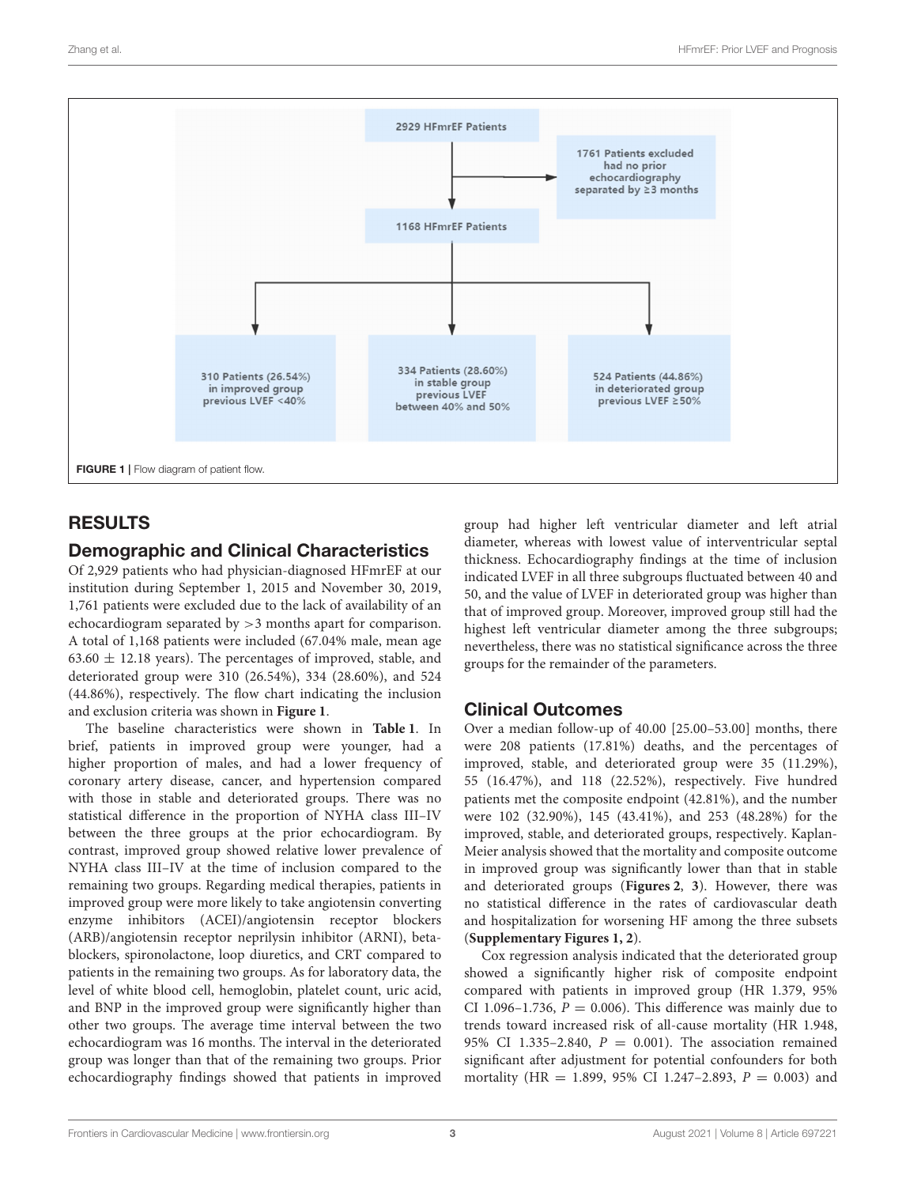2929 HFmrEF Patients

1761 Patients excluded had no prior echocardiography separated by ≥3 months

1168 HFmrEF Patients

310 Patients (26.54%) in improved group previous LVEF <40%

334 Patients (28.60%) in stable group previous LVEF between 40% and 50%

524 Patients (44.86%) in deteriorated group previous LVEF ≥50%

**FIGURE 1** | Flow diagram of patient flow.

## RESULTS

### Demographic and Clinical Characteristics

Of 2,929 patients who had physician-diagnosed HFmrEF at our institution during September 1, 2015 and November 30, 2019, 1,761 patients were excluded due to the lack of availability of an echocardiogram separated by >3 months apart for comparison. A total of 1,168 patients were included (67.04% male, mean age 63.60 ± 12.18 years). The percentages of improved, stable, and deteriorated group were 310 (26.54%), 334 (28.60%), and 524 (44.86%), respectively. The flow chart indicating the inclusion and exclusion criteria was shown in **Figure 1**.

The baseline characteristics were shown in **Table 1**. In brief, patients in improved group were younger, had a higher proportion of males, and had a lower frequency of coronary artery disease, cancer, and hypertension compared with those in stable and deteriorated groups. There was no statistical difference in the proportion of NYHA class III–IV between the three groups at the prior echocardiogram. By contrast, improved group showed relative lower prevalence of NYHA class III–IV at the time of inclusion compared to the remaining two groups. Regarding medical therapies, patients in improved group were more likely to take angiotensin converting enzyme inhibitors (ACEI)/angiotensin receptor blockers (ARB)/angiotensin receptor neprilysin inhibitor (ARNI), beta-blockers, spironolactone, loop diuretics, and CRT compared to patients in the remaining two groups. As for laboratory data, the level of white blood cell, hemoglobin, platelet count, uric acid, and BNP in the improved group were significantly higher than other two groups. The average time interval between the two echocardiogram was 16 months. The interval in the deteriorated group was longer than that of the remaining two groups. Prior echocardiography findings showed that patients in improved group had higher left ventricular diameter and left atrial diameter, whereas with lowest value of interventricular septal thickness. Echocardiography findings at the time of inclusion indicated LVEF in all three subgroups fluctuated between 40 and 50, and the value of LVEF in deteriorated group was higher than that of improved group. Moreover, improved group still had the highest left ventricular diameter among the three subgroups; nevertheless, there was no statistical significance across the three groups for the remainder of the parameters.

### Clinical Outcomes

Over a median follow-up of 40.00 [25.00–53.00] months, there were 208 patients (17.81%) deaths, and the percentages of improved, stable, and deteriorated group were 35 (11.29%), 55 (16.47%), and 118 (22.52%), respectively. Five hundred patients met the composite endpoint (42.81%), and the number were 102 (32.90%), 145 (43.41%), and 253 (48.28%) for the improved, stable, and deteriorated groups, respectively. Kaplan-Meier analysis showed that the mortality and composite outcome in improved group was significantly lower than that in stable and deteriorated groups (**Figures 2**, **3**). However, there was no statistical difference in the rates of cardiovascular death and hospitalization for worsening HF among the three subsets (**Supplementary Figures 1, 2**).

Cox regression analysis indicated that the deteriorated group showed a significantly higher risk of composite endpoint compared with patients in improved group (HR 1.379, 95% CI 1.096–1.736, $P = 0.006$). This difference was mainly due to trends toward increased risk of all-cause mortality (HR 1.948, 95% CI 1.335–2.840, $P = 0.001$). The association remained significant after adjustment for potential confounders for both mortality (HR = 1.899, 95% CI 1.247–2.893, $P = 0.003$) and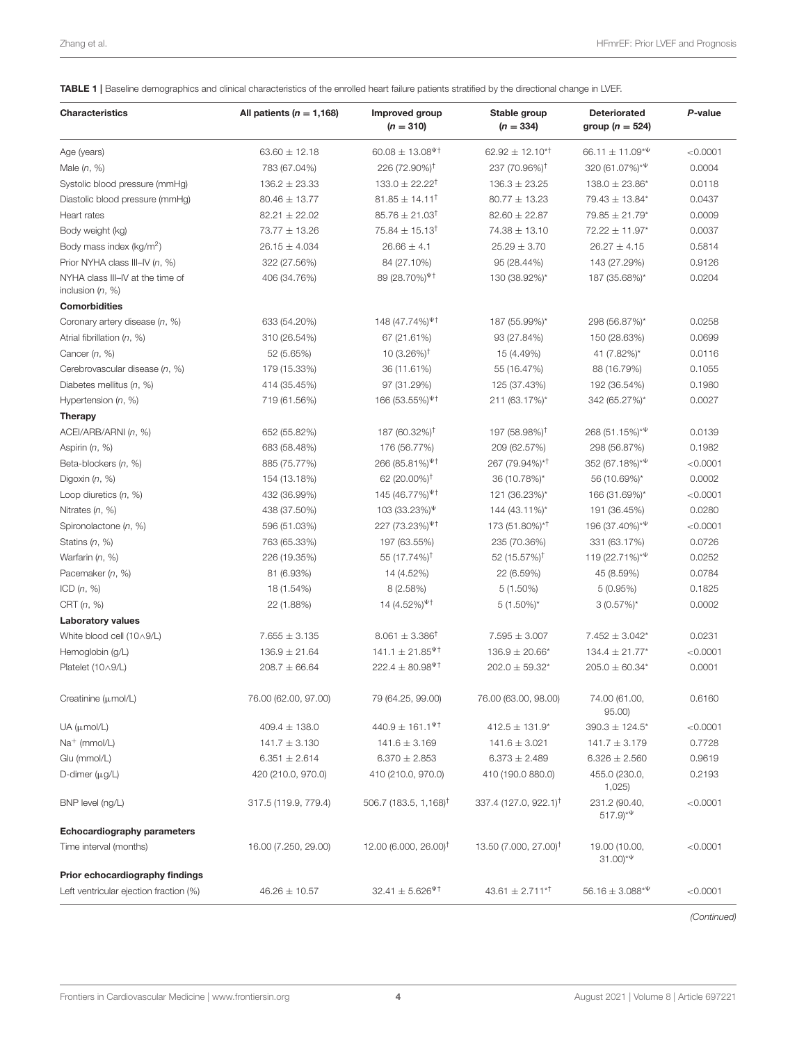**TABLE 1 |** Baseline demographics and clinical characteristics of the enrolled heart failure patients stratified by the directional change in LVEF.

| Characteristics | All patients ($n$ = 1,168) | Improved group ($n$ = 310) | Stable group ($n$ = 334) | Deteriorated group ($n$ = 524) | *P*-value |
|---|---|---|---|---|---|
| Age (years) | 63.60 ± 12.18 | 60.08 ± 13.08$^{\Psi\dagger}$ | 62.92 ± 12.10$^{*\dagger}$ | 66.11 ± 11.09$^{*\Psi}$ | <0.0001 |
| Male ($n$, %) | 783 (67.04%) | 226 (72.90%)$^{\dagger}$ | 237 (70.96%)$^{\dagger}$ | 320 (61.07%)$^{*\Psi}$ | 0.0004 |
| Systolic blood pressure (mmHg) | 136.2 ± 23.33 | 133.0 ± 22.22$^{\dagger}$ | 136.3 ± 23.25 | 138.0 ± 23.86$^{*}$ | 0.0118 |
| Diastolic blood pressure (mmHg) | 80.46 ± 13.77 | 81.85 ± 14.11$^{\dagger}$ | 80.77 ± 13.23 | 79.43 ± 13.84$^{*}$ | 0.0437 |
| Heart rates | 82.21 ± 22.02 | 85.76 ± 21.03$^{\dagger}$ | 82.60 ± 22.87 | 79.85 ± 21.79$^{*}$ | 0.0009 |
| Body weight (kg) | 73.77 ± 13.26 | 75.84 ± 15.13$^{\dagger}$ | 74.38 ± 13.10 | 72.22 ± 11.97$^{*}$ | 0.0037 |
| Body mass index (kg/m$^2$) | 26.15 ± 4.034 | 26.66 ± 4.1 | 25.29 ± 3.70 | 26.27 ± 4.15 | 0.5814 |
| Prior NYHA class III–IV ($n$, %) | 322 (27.56%) | 84 (27.10%) | 95 (28.44%) | 143 (27.29%) | 0.9126 |
| NYHA class III–IV at the time of inclusion ($n$, %) | 406 (34.76%) | 89 (28.70%)$^{\Psi\dagger}$ | 130 (38.92%)$^{*}$ | 187 (35.68%)$^{*}$ | 0.0204 |
| **Comorbidities** | | | | | |
| Coronary artery disease ($n$, %) | 633 (54.20%) | 148 (47.74%)$^{\Psi\dagger}$ | 187 (55.99%)$^{*}$ | 298 (56.87%)$^{*}$ | 0.0258 |
| Atrial fibrillation ($n$, %) | 310 (26.54%) | 67 (21.61%) | 93 (27.84%) | 150 (28.63%) | 0.0699 |
| Cancer ($n$, %) | 52 (5.65%) | 10 (3.26%)$^{\dagger}$ | 15 (4.49%) | 41 (7.82%)$^{*}$ | 0.0116 |
| Cerebrovascular disease ($n$, %) | 179 (15.33%) | 36 (11.61%) | 55 (16.47%) | 88 (16.79%) | 0.1055 |
| Diabetes mellitus ($n$, %) | 414 (35.45%) | 97 (31.29%) | 125 (37.43%) | 192 (36.54%) | 0.1980 |
| Hypertension ($n$, %) | 719 (61.56%) | 166 (53.55%)$^{\Psi\dagger}$ | 211 (63.17%)$^{*}$ | 342 (65.27%)$^{*}$ | 0.0027 |
| **Therapy** | | | | | |
| ACEI/ARB/ARNI ($n$, %) | 652 (55.82%) | 187 (60.32%)$^{\dagger}$ | 197 (58.98%)$^{\dagger}$ | 268 (51.15%)$^{*\Psi}$ | 0.0139 |
| Aspirin ($n$, %) | 683 (58.48%) | 176 (56.77%) | 209 (62.57%) | 298 (56.87%) | 0.1982 |
| Beta-blockers ($n$, %) | 885 (75.77%) | 266 (85.81%)$^{\Psi\dagger}$ | 267 (79.94%)$^{*\dagger}$ | 352 (67.18%)$^{*\Psi}$ | <0.0001 |
| Digoxin ($n$, %) | 154 (13.18%) | 62 (20.00%)$^{\dagger}$ | 36 (10.78%)$^{*}$ | 56 (10.69%)$^{*}$ | 0.0002 |
| Loop diuretics ($n$, %) | 432 (36.99%) | 145 (46.77%)$^{\Psi\dagger}$ | 121 (36.23%)$^{*}$ | 166 (31.69%)$^{*}$ | <0.0001 |
| Nitrates ($n$, %) | 438 (37.50%) | 103 (33.23%)$^{\Psi}$ | 144 (43.11%)$^{*}$ | 191 (36.45%) | 0.0280 |
| Spironolactone ($n$, %) | 596 (51.03%) | 227 (73.23%)$^{\Psi\dagger}$ | 173 (51.80%)$^{*\dagger}$ | 196 (37.40%)$^{*\Psi}$ | <0.0001 |
| Statins ($n$, %) | 763 (65.33%) | 197 (63.55%) | 235 (70.36%) | 331 (63.17%) | 0.0726 |
| Warfarin ($n$, %) | 226 (19.35%) | 55 (17.74%)$^{\dagger}$ | 52 (15.57%)$^{\dagger}$ | 119 (22.71%)$^{*\Psi}$ | 0.0252 |
| Pacemaker ($n$, %) | 81 (6.93%) | 14 (4.52%) | 22 (6.59%) | 45 (8.59%) | 0.0784 |
| ICD ($n$, %) | 18 (1.54%) | 8 (2.58%) | 5 (1.50%) | 5 (0.95%) | 0.1825 |
| CRT ($n$, %) | 22 (1.88%) | 14 (4.52%)$^{\Psi\dagger}$ | 5 (1.50%)$^{*}$ | 3 (0.57%)$^{*}$ | 0.0002 |
| **Laboratory values** | | | | | |
| White blood cell (10∧9/L) | 7.655 ± 3.135 | 8.061 ± 3.386$^{\dagger}$ | 7.595 ± 3.007 | 7.452 ± 3.042$^{*}$ | 0.0231 |
| Hemoglobin (g/L) | 136.9 ± 21.64 | 141.1 ± 21.85$^{\Psi\dagger}$ | 136.9 ± 20.66$^{*}$ | 134.4 ± 21.77$^{*}$ | <0.0001 |
| Platelet (10∧9/L) | 208.7 ± 66.64 | 222.4 ± 80.98$^{\Psi\dagger}$ | 202.0 ± 59.32$^{*}$ | 205.0 ± 60.34$^{*}$ | 0.0001 |
| Creatinine (μmol/L) | 76.00 (62.00, 97.00) | 79 (64.25, 99.00) | 76.00 (63.00, 98.00) | 74.00 (61.00, 95.00) | 0.6160 |
| UA (μmol/L) | 409.4 ± 138.0 | 440.9 ± 161.1$^{\Psi\dagger}$ | 412.5 ± 131.9$^{*}$ | 390.3 ± 124.5$^{*}$ | <0.0001 |
| Na$^{+}$ (mmol/L) | 141.7 ± 3.130 | 141.6 ± 3.169 | 141.6 ± 3.021 | 141.7 ± 3.179 | 0.7728 |
| Glu (mmol/L) | 6.351 ± 2.614 | 6.370 ± 2.853 | 6.373 ± 2.489 | 6.326 ± 2.560 | 0.9619 |
| D-dimer (μg/L) | 420 (210.0, 970.0) | 410 (210.0, 970.0) | 410 (190.0 880.0) | 455.0 (230.0, 1,025) | 0.2193 |
| BNP level (ng/L) | 317.5 (119.9, 779.4) | 506.7 (183.5, 1,168)$^{\dagger}$ | 337.4 (127.0, 922.1)$^{\dagger}$ | 231.2 (90.40, 517.9)$^{*\Psi}$ | <0.0001 |
| **Echocardiography parameters** | | | | | |
| Time interval (months) | 16.00 (7.250, 29.00) | 12.00 (6.000, 26.00)$^{\dagger}$ | 13.50 (7.000, 27.00)$^{\dagger}$ | 19.00 (10.00, 31.00)$^{*\Psi}$ | <0.0001 |
| **Prior echocardiography findings** | | | | | |
| Left ventricular ejection fraction (%) | 46.26 ± 10.57 | 32.41 ± 5.626$^{\Psi\dagger}$ | 43.61 ± 2.711$^{*\dagger}$ | 56.16 ± 3.088$^{*\Psi}$ | <0.0001 |

*(Continued)*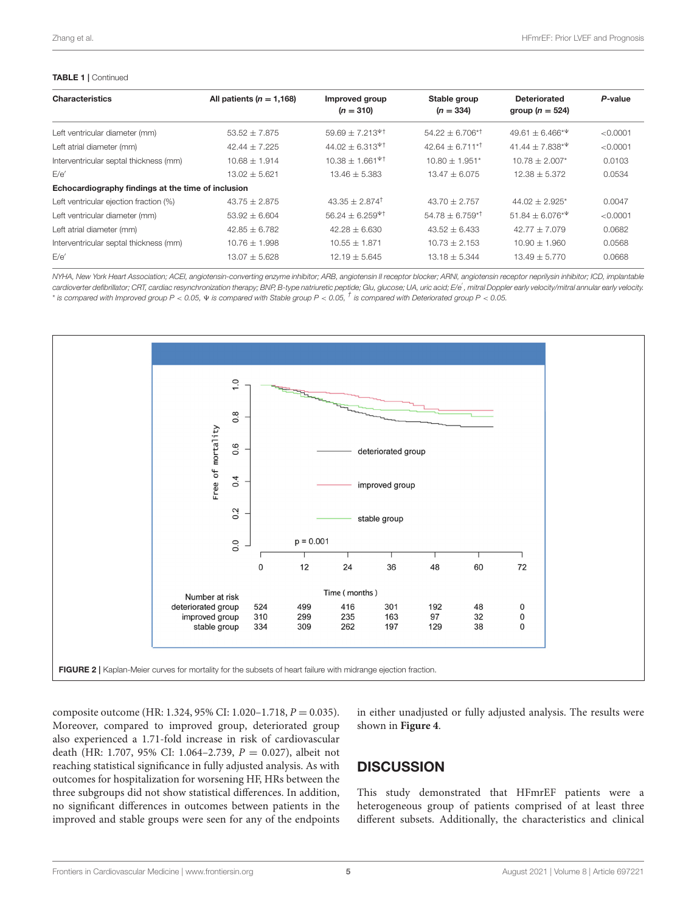**TABLE 1** | Continued

| Characteristics | All patients ($n$ = 1,168) | Improved group ($n$ = 310) | Stable group ($n$ = 334) | Deteriorated group ($n$ = 524) | $P$-value |
|---|---|---|---|---|---|
| Left ventricular diameter (mm) | 53.52 ± 7.875 | 59.69 ± 7.213$^{\Psi\dagger}$ | 54.22 ± 6.706$^{*\dagger}$ | 49.61 ± 6.466$^{*\Psi}$ | <0.0001 |
| Left atrial diameter (mm) | 42.44 ± 7.225 | 44.02 ± 6.313$^{\Psi\dagger}$ | 42.64 ± 6.711$^{*\dagger}$ | 41.44 ± 7.838$^{*\Psi}$ | <0.0001 |
| Interventricular septal thickness (mm) | 10.68 ± 1.914 | 10.38 ± 1.661$^{\Psi\dagger}$ | 10.80 ± 1.951$^{*}$ | 10.78 ± 2.007$^{*}$ | 0.0103 |
| E/e′ | 13.02 ± 5.621 | 13.46 ± 5.383 | 13.47 ± 6.075 | 12.38 ± 5.372 | 0.0534 |
| **Echocardiography findings at the time of inclusion** | | | | | |
| Left ventricular ejection fraction (%) | 43.75 ± 2.875 | 43.35 ± 2.874$^{\dagger}$ | 43.70 ± 2.757 | 44.02 ± 2.925$^{*}$ | 0.0047 |
| Left ventricular diameter (mm) | 53.92 ± 6.604 | 56.24 ± 6.259$^{\Psi\dagger}$ | 54.78 ± 6.759$^{*\dagger}$ | 51.84 ± 6.076$^{*\Psi}$ | <0.0001 |
| Left atrial diameter (mm) | 42.85 ± 6.782 | 42.28 ± 6.630 | 43.52 ± 6.433 | 42.77 ± 7.079 | 0.0682 |
| Interventricular septal thickness (mm) | 10.76 ± 1.998 | 10.55 ± 1.871 | 10.73 ± 2.153 | 10.90 ± 1.960 | 0.0568 |
| E/e′ | 13.07 ± 5.628 | 12.19 ± 5.645 | 13.18 ± 5.344 | 13.49 ± 5.770 | 0.0668 |

*NYHA, New York Heart Association; ACEI, angiotensin-converting enzyme inhibitor; ARB, angiotensin II receptor blocker; ARNI, angiotensin receptor neprilysin inhibitor; ICD, implantable cardioverter defibrillator; CRT, cardiac resynchronization therapy; BNP, B-type natriuretic peptide; Glu, glucose; UA, uric acid; E/e′, mitral Doppler early velocity/mitral annular early velocity.*
*\* is compared with Improved group $P$ < 0.05, Ψ is compared with Stable group $P$ < 0.05, † is compared with Deteriorated group $P$ < 0.05.*

**FIGURE 2** | Kaplan-Meier curves for mortality for the subsets of heart failure with midrange ejection fraction.

composite outcome (HR: 1.324, 95% CI: 1.020–1.718, $P$ = 0.035). Moreover, compared to improved group, deteriorated group also experienced a 1.71-fold increase in risk of cardiovascular death (HR: 1.707, 95% CI: 1.064–2.739, $P$ = 0.027), albeit not reaching statistical significance in fully adjusted analysis. As with outcomes for hospitalization for worsening HF, HRs between the three subgroups did not show statistical differences. In addition, no significant differences in outcomes between patients in the improved and stable groups were seen for any of the endpoints in either unadjusted or fully adjusted analysis. The results were shown in **Figure 4**.

## DISCUSSION

This study demonstrated that HFmrEF patients were a heterogeneous group of patients comprised of at least three different subsets. Additionally, the characteristics and clinical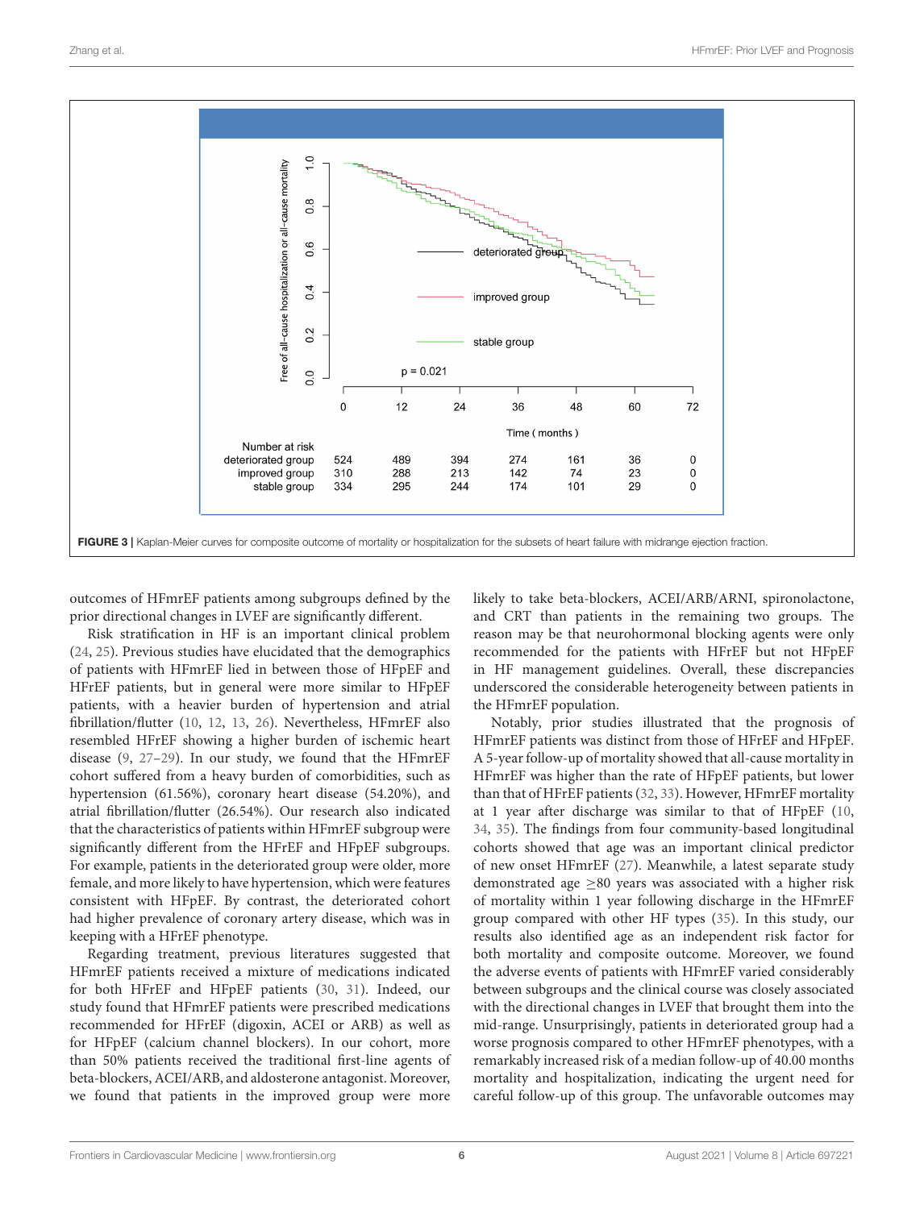FIGURE 3 | Kaplan-Meier curves for composite outcome of mortality or hospitalization for the subsets of heart failure with midrange ejection fraction.

outcomes of HFmrEF patients among subgroups defined by the prior directional changes in LVEF are significantly different.

Risk stratification in HF is an important clinical problem (24, 25). Previous studies have elucidated that the demographics of patients with HFmrEF lied in between those of HFpEF and HFrEF patients, but in general were more similar to HFpEF patients, with a heavier burden of hypertension and atrial fibrillation/flutter (10, 12, 13, 26). Nevertheless, HFmrEF also resembled HFrEF showing a higher burden of ischemic heart disease (9, 27–29). In our study, we found that the HFmrEF cohort suffered from a heavy burden of comorbidities, such as hypertension (61.56%), coronary heart disease (54.20%), and atrial fibrillation/flutter (26.54%). Our research also indicated that the characteristics of patients within HFmrEF subgroup were significantly different from the HFrEF and HFpEF subgroups. For example, patients in the deteriorated group were older, more female, and more likely to have hypertension, which were features consistent with HFpEF. By contrast, the deteriorated cohort had higher prevalence of coronary artery disease, which was in keeping with a HFrEF phenotype.

Regarding treatment, previous literatures suggested that HFmrEF patients received a mixture of medications indicated for both HFrEF and HFpEF patients (30, 31). Indeed, our study found that HFmrEF patients were prescribed medications recommended for HFrEF (digoxin, ACEI or ARB) as well as for HFpEF (calcium channel blockers). In our cohort, more than 50% patients received the traditional first-line agents of beta-blockers, ACEI/ARB, and aldosterone antagonist. Moreover, we found that patients in the improved group were more likely to take beta-blockers, ACEI/ARB/ARNI, spironolactone, and CRT than patients in the remaining two groups. The reason may be that neurohormonal blocking agents were only recommended for the patients with HFrEF but not HFpEF in HF management guidelines. Overall, these discrepancies underscored the considerable heterogeneity between patients in the HFmrEF population.

Notably, prior studies illustrated that the prognosis of HFmrEF patients was distinct from those of HFrEF and HFpEF. A 5-year follow-up of mortality showed that all-cause mortality in HFmrEF was higher than the rate of HFpEF patients, but lower than that of HFrEF patients (32, 33). However, HFmrEF mortality at 1 year after discharge was similar to that of HFpEF (10, 34, 35). The findings from four community-based longitudinal cohorts showed that age was an important clinical predictor of new onset HFmrEF (27). Meanwhile, a latest separate study demonstrated age ≥80 years was associated with a higher risk of mortality within 1 year following discharge in the HFmrEF group compared with other HF types (35). In this study, our results also identified age as an independent risk factor for both mortality and composite outcome. Moreover, we found the adverse events of patients with HFmrEF varied considerably between subgroups and the clinical course was closely associated with the directional changes in LVEF that brought them into the mid-range. Unsurprisingly, patients in deteriorated group had a worse prognosis compared to other HFmrEF phenotypes, with a remarkably increased risk of a median follow-up of 40.00 months mortality and hospitalization, indicating the urgent need for careful follow-up of this group. The unfavorable outcomes may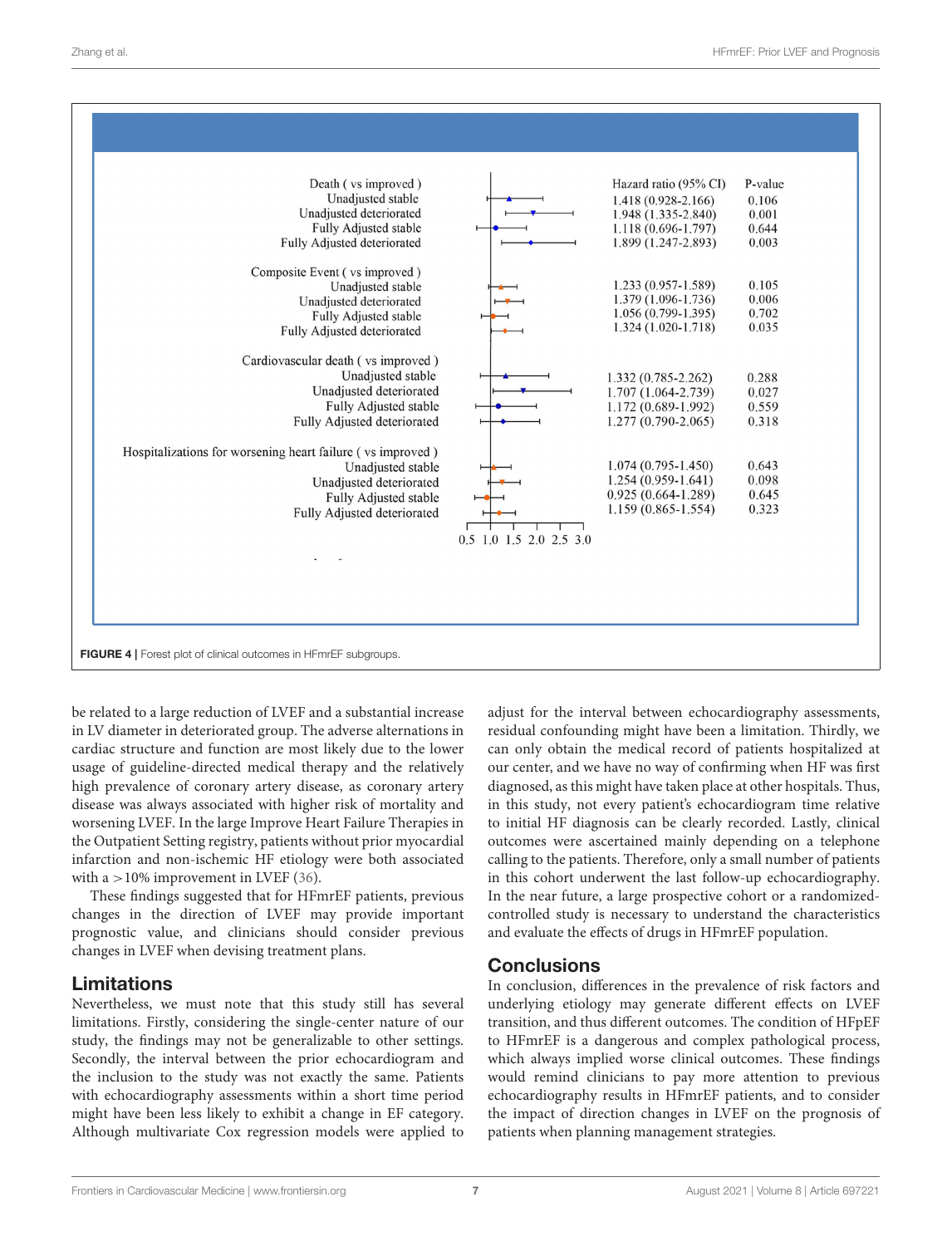| | Hazard ratio (95% CI) | P-value |
|---|---|---|
| **Death ( vs improved )** | | |
| Unadjusted stable | 1.418 (0.928-2.166) | 0.106 |
| Unadjusted deteriorated | 1.948 (1.335-2.840) | 0.001 |
| Fully Adjusted stable | 1.118 (0.696-1.797) | 0.644 |
| Fully Adjusted deteriorated | 1.899 (1.247-2.893) | 0.003 |
| **Composite Event ( vs improved )** | | |
| Unadjusted stable | 1.233 (0.957-1.589) | 0.105 |
| Unadjusted deteriorated | 1.379 (1.096-1.736) | 0.006 |
| Fully Adjusted stable | 1.056 (0.799-1.395) | 0.702 |
| Fully Adjusted deteriorated | 1.324 (1.020-1.718) | 0.035 |
| **Cardiovascular death ( vs improved )** | | |
| Unadjusted stable | 1.332 (0.785-2.262) | 0.288 |
| Unadjusted deteriorated | 1.707 (1.064-2.739) | 0.027 |
| Fully Adjusted stable | 1.172 (0.689-1.992) | 0.559 |
| Fully Adjusted deteriorated | 1.277 (0.790-2.065) | 0.318 |
| **Hospitalizations for worsening heart failure ( vs improved )** | | |
| Unadjusted stable | 1.074 (0.795-1.450) | 0.643 |
| Unadjusted deteriorated | 1.254 (0.959-1.641) | 0.098 |
| Fully Adjusted stable | 0.925 (0.664-1.289) | 0.645 |
| Fully Adjusted deteriorated | 1.159 (0.865-1.554) | 0.323 |

**FIGURE 4** | Forest plot of clinical outcomes in HFmrEF subgroups.

be related to a large reduction of LVEF and a substantial increase in LV diameter in deteriorated group. The adverse alternations in cardiac structure and function are most likely due to the lower usage of guideline-directed medical therapy and the relatively high prevalence of coronary artery disease, as coronary artery disease was always associated with higher risk of mortality and worsening LVEF. In the large Improve Heart Failure Therapies in the Outpatient Setting registry, patients without prior myocardial infarction and non-ischemic HF etiology were both associated with a >10% improvement in LVEF (36).

These findings suggested that for HFmrEF patients, previous changes in the direction of LVEF may provide important prognostic value, and clinicians should consider previous changes in LVEF when devising treatment plans.

## Limitations

Nevertheless, we must note that this study still has several limitations. Firstly, considering the single-center nature of our study, the findings may not be generalizable to other settings. Secondly, the interval between the prior echocardiogram and the inclusion to the study was not exactly the same. Patients with echocardiography assessments within a short time period might have been less likely to exhibit a change in EF category. Although multivariate Cox regression models were applied to adjust for the interval between echocardiography assessments, residual confounding might have been a limitation. Thirdly, we can only obtain the medical record of patients hospitalized at our center, and we have no way of confirming when HF was first diagnosed, as this might have taken place at other hospitals. Thus, in this study, not every patient's echocardiogram time relative to initial HF diagnosis can be clearly recorded. Lastly, clinical outcomes were ascertained mainly depending on a telephone calling to the patients. Therefore, only a small number of patients in this cohort underwent the last follow-up echocardiography. In the near future, a large prospective cohort or a randomized-controlled study is necessary to understand the characteristics and evaluate the effects of drugs in HFmrEF population.

## Conclusions

In conclusion, differences in the prevalence of risk factors and underlying etiology may generate different effects on LVEF transition, and thus different outcomes. The condition of HFpEF to HFmrEF is a dangerous and complex pathological process, which always implied worse clinical outcomes. These findings would remind clinicians to pay more attention to previous echocardiography results in HFmrEF patients, and to consider the impact of direction changes in LVEF on the prognosis of patients when planning management strategies.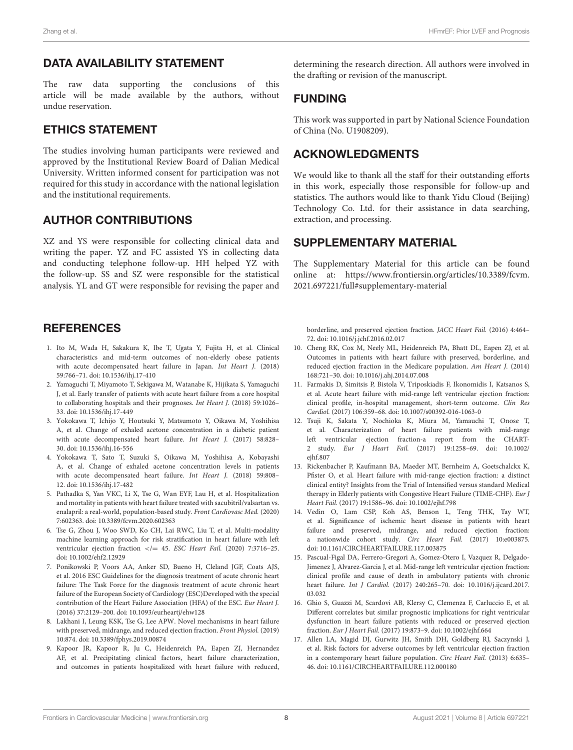## DATA AVAILABILITY STATEMENT

The raw data supporting the conclusions of this article will be made available by the authors, without undue reservation.

## ETHICS STATEMENT

The studies involving human participants were reviewed and approved by the Institutional Review Board of Dalian Medical University. Written informed consent for participation was not required for this study in accordance with the national legislation and the institutional requirements.

## AUTHOR CONTRIBUTIONS

XZ and YS were responsible for collecting clinical data and writing the paper. YZ and FC assisted YS in collecting data and conducting telephone follow-up. HH helped YZ with the follow-up. SS and SZ were responsible for the statistical analysis. YL and GT were responsible for revising the paper and determining the research direction. All authors were involved in the drafting or revision of the manuscript.

## FUNDING

This work was supported in part by National Science Foundation of China (No. U1908209).

## ACKNOWLEDGMENTS

We would like to thank all the staff for their outstanding efforts in this work, especially those responsible for follow-up and statistics. The authors would like to thank Yidu Cloud (Beijing) Technology Co. Ltd. for their assistance in data searching, extraction, and processing.

## SUPPLEMENTARY MATERIAL

The Supplementary Material for this article can be found online at: https://www.frontiersin.org/articles/10.3389/fcvm.2021.697221/full#supplementary-material

## REFERENCES

1. Ito M, Wada H, Sakakura K, Ibe T, Ugata Y, Fujita H, et al. Clinical characteristics and mid-term outcomes of non-elderly obese patients with acute decompensated heart failure in Japan. *Int Heart J.* (2018) 59:766–71. doi: 10.1536/ihj.17-410
2. Yamaguchi T, Miyamoto T, Sekigawa M, Watanabe K, Hijikata S, Yamaguchi J, et al. Early transfer of patients with acute heart failure from a core hospital to collaborating hospitals and their prognoses. *Int Heart J.* (2018) 59:1026–33. doi: 10.1536/ihj.17-449
3. Yokokawa T, Ichijo Y, Houtsuki Y, Matsumoto Y, Oikawa M, Yoshihisa A, et al. Change of exhaled acetone concentration in a diabetic patient with acute decompensated heart failure. *Int Heart J.* (2017) 58:828–30. doi: 10.1536/ihj.16-556
4. Yokokawa T, Sato T, Suzuki S, Oikawa M, Yoshihisa A, Kobayashi A, et al. Change of exhaled acetone concentration levels in patients with acute decompensated heart failure. *Int Heart J.* (2018) 59:808–12. doi: 10.1536/ihj.17-482
5. Pathadka S, Yan VKC, Li X, Tse G, Wan EYF, Lau H, et al. Hospitalization and mortality in patients with heart failure treated with sacubitril/valsartan vs. enalapril: a real-world, population-based study. *Front Cardiovasc Med.* (2020) 7:602363. doi: 10.3389/fcvm.2020.602363
6. Tse G, Zhou J, Woo SWD, Ko CH, Lai RWC, Liu T, et al. Multi-modality machine learning approach for risk stratification in heart failure with left ventricular ejection fraction </= 45. *ESC Heart Fail.* (2020) 7:3716–25. doi: 10.1002/ehf2.12929
7. Ponikowski P, Voors AA, Anker SD, Bueno H, Cleland JGF, Coats AJS, et al. 2016 ESC Guidelines for the diagnosis treatment of acute chronic heart failure: The Task Force for the diagnosis treatment of acute chronic heart failure of the European Society of Cardiology (ESC)Developed with the special contribution of the Heart Failure Association (HFA) of the ESC. *Eur Heart J.* (2016) 37:2129–200. doi: 10.1093/eurheartj/ehw128
8. Lakhani I, Leung KSK, Tse G, Lee APW. Novel mechanisms in heart failure with preserved, midrange, and reduced ejection fraction. *Front Physiol.* (2019) 10:874. doi: 10.3389/fphys.2019.00874
9. Kapoor JR, Kapoor R, Ju C, Heidenreich PA, Eapen ZJ, Hernandez AF, et al. Precipitating clinical factors, heart failure characterization, and outcomes in patients hospitalized with heart failure with reduced, borderline, and preserved ejection fraction. *JACC Heart Fail.* (2016) 4:464–72. doi: 10.1016/j.jchf.2016.02.017
10. Cheng RK, Cox M, Neely ML, Heidenreich PA, Bhatt DL, Eapen ZJ, et al. Outcomes in patients with heart failure with preserved, borderline, and reduced ejection fraction in the Medicare population. *Am Heart J.* (2014) 168:721–30. doi: 10.1016/j.ahj.2014.07.008
11. Farmakis D, Simitsis P, Bistola V, Triposkiadis F, Ikonomidis I, Katsanos S, et al. Acute heart failure with mid-range left ventricular ejection fraction: clinical profile, in-hospital management, short-term outcome. *Clin Res Cardiol.* (2017) 106:359–68. doi: 10.1007/s00392-016-1063-0
12. Tsuji K, Sakata Y, Nochioka K, Miura M, Yamauchi T, Onose T, et al. Characterization of heart failure patients with mid-range left ventricular ejection fraction-a report from the CHART-2 study. *Eur J Heart Fail.* (2017) 19:1258–69. doi: 10.1002/ejhf.807
13. Rickenbacher P, Kaufmann BA, Maeder MT, Bernheim A, Goetschalckx K, Pfister O, et al. Heart failure with mid-range ejection fraction: a distinct clinical entity? Insights from the Trial of Intensified versus standard Medical therapy in Elderly patients with Congestive Heart Failure (TIME-CHF). *Eur J Heart Fail.* (2017) 19:1586–96. doi: 10.1002/ejhf.798
14. Vedin O, Lam CSP, Koh AS, Benson L, Teng THK, Tay WT, et al. Significance of ischemic heart disease in patients with heart failure and preserved, midrange, and reduced ejection fraction: a nationwide cohort study. *Circ Heart Fail.* (2017) 10:e003875. doi: 10.1161/CIRCHEARTFAILURE.117.003875
15. Pascual-Figal DA, Ferrero-Gregori A, Gomez-Otero I, Vazquez R, Delgado-Jimenez J, Alvarez-Garcia J, et al. Mid-range left ventricular ejection fraction: clinical profile and cause of death in ambulatory patients with chronic heart failure. *Int J Cardiol.* (2017) 240:265–70. doi: 10.1016/j.ijcard.2017.03.032
16. Ghio S, Guazzi M, Scardovi AB, Klersy C, Clemenza F, Carluccio E, et al. Different correlates but similar prognostic implications for right ventricular dysfunction in heart failure patients with reduced or preserved ejection fraction. *Eur J Heart Fail.* (2017) 19:873–9. doi: 10.1002/ejhf.664
17. Allen LA, Magid DJ, Gurwitz JH, Smith DH, Goldberg RJ, Saczynski J, et al. Risk factors for adverse outcomes by left ventricular ejection fraction in a contemporary heart failure population. *Circ Heart Fail.* (2013) 6:635–46. doi: 10.1161/CIRCHEARTFAILURE.112.000180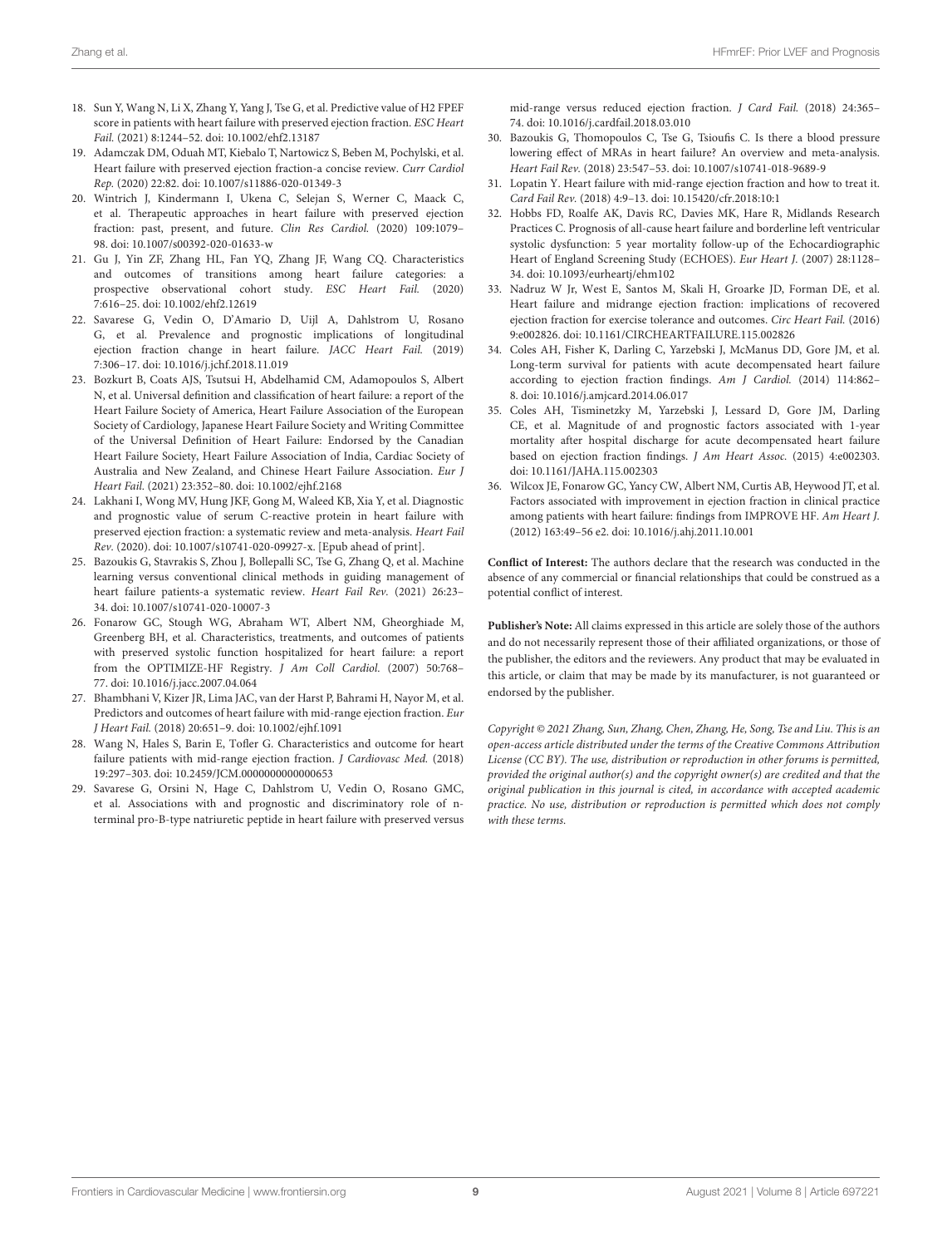18. Sun Y, Wang N, Li X, Zhang Y, Yang J, Tse G, et al. Predictive value of H2 FPEF score in patients with heart failure with preserved ejection fraction. *ESC Heart Fail.* (2021) 8:1244–52. doi: 10.1002/ehf2.13187
19. Adamczak DM, Oduah MT, Kiebalo T, Nartowicz S, Beben M, Pochylski, et al. Heart failure with preserved ejection fraction-a concise review. *Curr Cardiol Rep.* (2020) 22:82. doi: 10.1007/s11886-020-01349-3
20. Wintrich J, Kindermann I, Ukena C, Selejan S, Werner C, Maack C, et al. Therapeutic approaches in heart failure with preserved ejection fraction: past, present, and future. *Clin Res Cardiol.* (2020) 109:1079–98. doi: 10.1007/s00392-020-01633-w
21. Gu J, Yin ZF, Zhang HL, Fan YQ, Zhang JF, Wang CQ. Characteristics and outcomes of transitions among heart failure categories: a prospective observational cohort study. *ESC Heart Fail.* (2020) 7:616–25. doi: 10.1002/ehf2.12619
22. Savarese G, Vedin O, D'Amario D, Uijl A, Dahlstrom U, Rosano G, et al. Prevalence and prognostic implications of longitudinal ejection fraction change in heart failure. *JACC Heart Fail.* (2019) 7:306–17. doi: 10.1016/j.jchf.2018.11.019
23. Bozkurt B, Coats AJS, Tsutsui H, Abdelhamid CM, Adamopoulos S, Albert N, et al. Universal definition and classification of heart failure: a report of the Heart Failure Society of America, Heart Failure Association of the European Society of Cardiology, Japanese Heart Failure Society and Writing Committee of the Universal Definition of Heart Failure: Endorsed by the Canadian Heart Failure Society, Heart Failure Association of India, Cardiac Society of Australia and New Zealand, and Chinese Heart Failure Association. *Eur J Heart Fail.* (2021) 23:352–80. doi: 10.1002/ejhf.2168
24. Lakhani I, Wong MV, Hung JKF, Gong M, Waleed KB, Xia Y, et al. Diagnostic and prognostic value of serum C-reactive protein in heart failure with preserved ejection fraction: a systematic review and meta-analysis. *Heart Fail Rev.* (2020). doi: 10.1007/s10741-020-09927-x. [Epub ahead of print].
25. Bazoukis G, Stavrakis S, Zhou J, Bollepalli SC, Tse G, Zhang Q, et al. Machine learning versus conventional clinical methods in guiding management of heart failure patients-a systematic review. *Heart Fail Rev.* (2021) 26:23–34. doi: 10.1007/s10741-020-10007-3
26. Fonarow GC, Stough WG, Abraham WT, Albert NM, Gheorghiade M, Greenberg BH, et al. Characteristics, treatments, and outcomes of patients with preserved systolic function hospitalized for heart failure: a report from the OPTIMIZE-HF Registry. *J Am Coll Cardiol.* (2007) 50:768–77. doi: 10.1016/j.jacc.2007.04.064
27. Bhambhani V, Kizer JR, Lima JAC, van der Harst P, Bahrami H, Nayor M, et al. Predictors and outcomes of heart failure with mid-range ejection fraction. *Eur J Heart Fail.* (2018) 20:651–9. doi: 10.1002/ejhf.1091
28. Wang N, Hales S, Barin E, Tofler G. Characteristics and outcome for heart failure patients with mid-range ejection fraction. *J Cardiovasc Med.* (2018) 19:297–303. doi: 10.2459/JCM.0000000000000653
29. Savarese G, Orsini N, Hage C, Dahlstrom U, Vedin O, Rosano GMC, et al. Associations with and prognostic and discriminatory role of n-terminal pro-B-type natriuretic peptide in heart failure with preserved versus mid-range versus reduced ejection fraction. *J Card Fail.* (2018) 24:365–74. doi: 10.1016/j.cardfail.2018.03.010
30. Bazoukis G, Thomopoulos C, Tse G, Tsioufis C. Is there a blood pressure lowering effect of MRAs in heart failure? An overview and meta-analysis. *Heart Fail Rev.* (2018) 23:547–53. doi: 10.1007/s10741-018-9689-9
31. Lopatin Y. Heart failure with mid-range ejection fraction and how to treat it. *Card Fail Rev.* (2018) 4:9–13. doi: 10.15420/cfr.2018:10:1
32. Hobbs FD, Roalfe AK, Davis RC, Davies MK, Hare R, Midlands Research Practices C. Prognosis of all-cause heart failure and borderline left ventricular systolic dysfunction: 5 year mortality follow-up of the Echocardiographic Heart of England Screening Study (ECHOES). *Eur Heart J.* (2007) 28:1128–34. doi: 10.1093/eurheartj/ehm102
33. Nadruz W Jr, West E, Santos M, Skali H, Groarke JD, Forman DE, et al. Heart failure and midrange ejection fraction: implications of recovered ejection fraction for exercise tolerance and outcomes. *Circ Heart Fail.* (2016) 9:e002826. doi: 10.1161/CIRCHEARTFAILURE.115.002826
34. Coles AH, Fisher K, Darling C, Yarzebski J, McManus DD, Gore JM, et al. Long-term survival for patients with acute decompensated heart failure according to ejection fraction findings. *Am J Cardiol.* (2014) 114:862–8. doi: 10.1016/j.amjcard.2014.06.017
35. Coles AH, Tisminetzky M, Yarzebski J, Lessard D, Gore JM, Darling CE, et al. Magnitude of and prognostic factors associated with 1-year mortality after hospital discharge for acute decompensated heart failure based on ejection fraction findings. *J Am Heart Assoc.* (2015) 4:e002303. doi: 10.1161/JAHA.115.002303
36. Wilcox JE, Fonarow GC, Yancy CW, Albert NM, Curtis AB, Heywood JT, et al. Factors associated with improvement in ejection fraction in clinical practice among patients with heart failure: findings from IMPROVE HF. *Am Heart J.* (2012) 163:49–56 e2. doi: 10.1016/j.ahj.2011.10.001

**Conflict of Interest:** The authors declare that the research was conducted in the absence of any commercial or financial relationships that could be construed as a potential conflict of interest.

**Publisher's Note:** All claims expressed in this article are solely those of the authors and do not necessarily represent those of their affiliated organizations, or those of the publisher, the editors and the reviewers. Any product that may be evaluated in this article, or claim that may be made by its manufacturer, is not guaranteed or endorsed by the publisher.

*Copyright © 2021 Zhang, Sun, Zhang, Chen, Zhang, He, Song, Tse and Liu. This is an open-access article distributed under the terms of the Creative Commons Attribution License (CC BY). The use, distribution or reproduction in other forums is permitted, provided the original author(s) and the copyright owner(s) are credited and that the original publication in this journal is cited, in accordance with accepted academic practice. No use, distribution or reproduction is permitted which does not comply with these terms.*